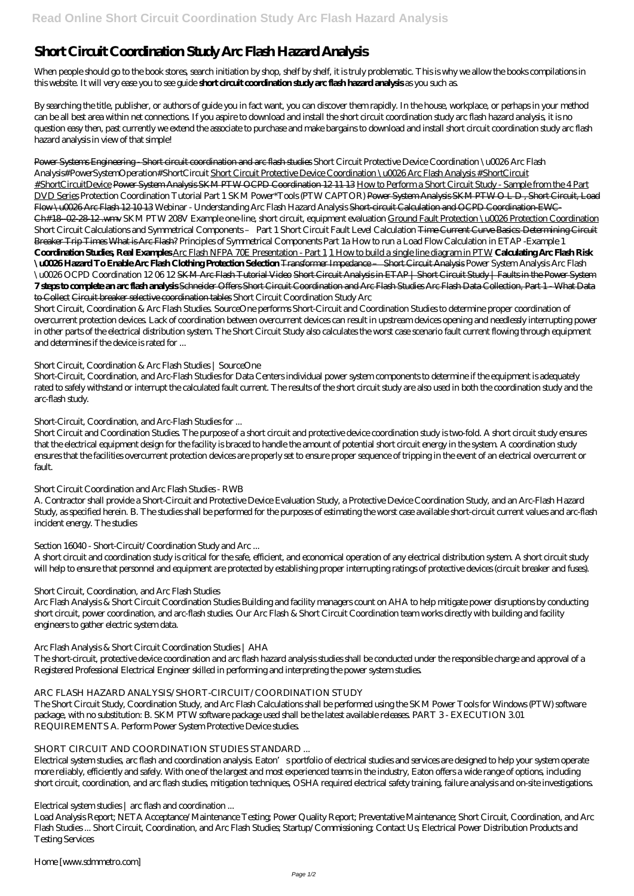# Short Circuit Coordination Study Arc Flash Hazard Analysis

When people should go to the book stores, search initiation by shop, shelf by shelf, it is truly problematic. This is why we allow the books compilations in this website. It will very ease you to see guide **short circuit coordination study arc flash hazard analysis** as you such as.

By searching the title, publisher, or authors of guide you in fact want, you can discover them rapidly. In the house, workplace, or perhaps in your method can be all best area within net connections. If you aspire to download and install the short circuit coordination study arc flash hazard analysis, it is no question easy then, past currently we extend the associate to purchase and make bargains to download and install short circuit coordination study arc flash hazard analysis in view of that simple!

Power Systems Engineering - Short circuit coordination and arc flash studies *Short Circuit Protective Device Coordination \u0026 Arc Flash Analysis#PowerSystemOperation#ShortCircuit* Short Circuit Protective Device Coordination \u0026 Arc Flash Analysis #ShortCircuit #ShortCircuitDevice Power System Analysis SKM PTW OCPD Coordination 12 11 13 How to Perform a Short Circuit Study - Sample from the 4 Part DVD Series *Protection Coordination Tutorial Part 1 SKM Power\*Tools (PTW CAPTOR)* Power System Analysis SKM PTW O L D , Short Circuit, Load Flow \u0026 Arc Flash 12 10 13 *Webinar - Understanding Arc Flash Hazard Analysis* Short-circuit Calculation and OCPD Coordination-EWC-Ch#18--02-28-12 .wmv *SKM PTW 208V Example one-line, short circuit, equipment evaluation* Ground Fault Protection \u0026 Protection Coordination *Short Circuit Calculations and Symmetrical Components – Part 1 Short Circuit Fault Level Calculation* Time Current Curve Basics: Determining Circuit Breaker Trip Times What is Arc Flash? *Principles of Symmetrical Components Part 1a How to run a Load Flow Calculation in ETAP -Example 1* **Coordination Studies, Real Examples** Arc Flash NFPA 70E Presentation - Part 1 1 How to build a single line diagram in PTW **Calculating Arc Flash Risk \u0026 Hazard To Enable Arc Flash Clothing Protection Selection** Transformer Impedance – Short Circuit Analysis *Power System Analysis Arc Flash \u0026 OCPD Coordination 12 06 12* SKM Arc Flash Tutorial Video Short Circuit Analysis in ETAP | Short Circuit Study | Faults in the Power System **7 steps to complete an arc flash analysis** Schneider Offers Short Circuit Coordination and Arc Flash Studies Arc Flash Data Collection, Part 1 - What Data to Collect Circuit breaker selective coordination tables *Short Circuit Coordination Study Arc*

Short Circuit, Coordination & Arc Flash Studies. SourceOne performs Short-Circuit and Coordination Studies to determine proper coordination of overcurrent protection devices. Lack of coordination between overcurrent devices can result in upstream devices opening and needlessly interrupting power in other parts of the electrical distribution system. The Short Circuit Study also calculates the worst case scenario fault current flowing through equipment and determines if the device is rated for ...

*Short Circuit, Coordination & Arc Flash Studies | SourceOne*

Short-Circuit, Coordination, and Arc-Flash Studies for Data Centers individual power system components to determine if the equipment is adequately rated to safely withstand or interrupt the calculated fault current. The results of the short circuit study are also used in both the coordination study and the arc-flash study.

*Short-Circuit, Coordination, and Arc-Flash Studies for ...*

Short Circuit and Coordination Studies. The purpose of a short circuit and protective device coordination study is two-fold. A short circuit study ensures that the electrical equipment design for the facility is braced to handle the amount of potential short circuit energy in the system. A coordination study ensures that the facilities overcurrent protection devices are properly set to ensure proper sequence of tripping in the event of an electrical overcurrent or fault.

*Short Circuit Coordination and Arc Flash Studies - RWB*

A. Contractor shall provide a Short-Circuit and Protective Device Evaluation Study, a Protective Device Coordination Study, and an Arc-Flash Hazard Study, as specified herein. B. The studies shall be performed for the purposes of estimating the worst case available short-circuit current values and arc-flash incident energy. The studies

*Section 16040 - Short-Circuit/Coordination Study and Arc ...*

A short circuit and coordination study is critical for the safe, efficient, and economical operation of any electrical distribution system. A short circuit study will help to ensure that personnel and equipment are protected by establishing proper interrupting ratings of protective devices (circuit breaker and fuses).

*Short Circuit, Coordination, and Arc Flash Studies*

Arc Flash Analysis & Short Circuit Coordination Studies Building and facility managers count on AHA to help mitigate power disruptions by conducting short circuit, power coordination, and arc-flash studies. Our Arc Flash & Short Circuit Coordination team works directly with building and facility engineers to gather electric system data.

*Arc Flash Analysis & Short Circuit Coordination Studies | AHA*

The short-circuit, protective device coordination and arc flash hazard analysis studies shall be conducted under the responsible charge and approval of a Registered Professional Electrical Engineer skilled in performing and interpreting the power system studies.

*ARC FLASH HAZARD ANALYSIS/SHORT-CIRCUIT/COORDINATION STUDY*

The Short Circuit Study, Coordination Study, and Arc Flash Calculations shall be performed using the SKM Power Tools for Windows (PTW) software package, with no substitution: B. SKM PTW software package used shall be the latest available releases. PART 3 - EXECUTION 3.01 REQUIREMENTS A. Perform Power System Protective Device studies.

*SHORT CIRCUIT AND COORDINATION STUDIES STANDARD ...*

Electrical system studies, arc flash and coordination analysis. Eaton's portfolio of electrical studies and services are designed to help your system operate more reliably, efficiently and safely. With one of the largest and most experienced teams in the industry, Eaton offers a wide range of options, including short circuit, coordination, and arc flash studies, mitigation techniques, OSHA required electrical safety training, failure analysis and on-site investigations.

*Electrical system studies | arc flash and coordination ...*

Load Analysis Report; NETA Acceptance/Maintenance Testing; Power Quality Report; Preventative Maintenance; Short Circuit, Coordination, and Arc Flash Studies ... Short Circuit, Coordination, and Arc Flash Studies; Startup/Commissioning; Contact Us; Electrical Power Distribution Products and Testing Services

*Home [www.sdmmetro.com]*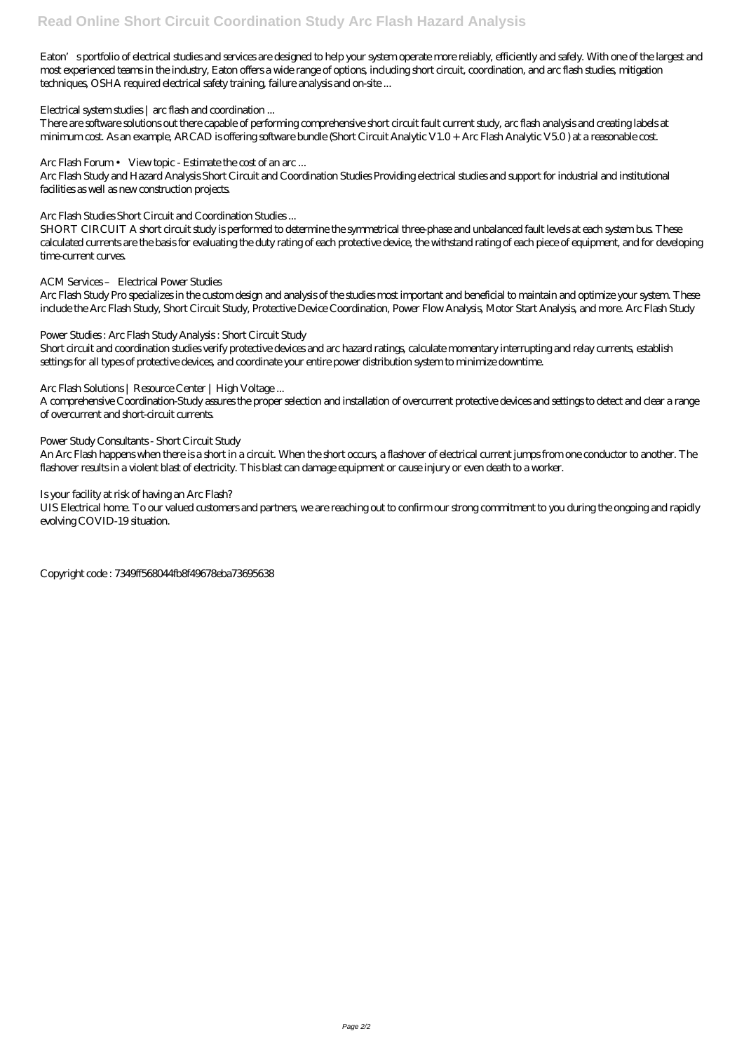Eaton's portfolio of electrical studies and services are designed to help your system operate more reliably, efficiently and safely. With one of the largest and most experienced teams in the industry, Eaton offers a wide range of options, including short circuit, coordination, and arc flash studies, mitigation techniques, OSHA required electrical safety training, failure analysis and on-site ...

*Electrical system studies | arc flash and coordination ...*

There are software solutions out there capable of performing comprehensive short circuit fault current study, arc flash analysis and creating labels at minimum cost. As an example, ARCAD is offering software bundle (Short Circuit Analytic V1.0 + Arc Flash Analytic V5.0 ) at a reasonable cost.

*Arc Flash Forum • View topic - Estimate the cost of an arc ...*

Arc Flash Study and Hazard Analysis Short Circuit and Coordination Studies Providing electrical studies and support for industrial and institutional facilities as well as new construction projects.

*Arc Flash Studies Short Circuit and Coordination Studies ...*

SHORT CIRCUIT A short circuit study is performed to determine the symmetrical three-phase and unbalanced fault levels at each system bus. These calculated currents are the basis for evaluating the duty rating of each protective device, the withstand rating of each piece of equipment, and for developing time-current curves.

*ACM Services – Electrical Power Studies*

Arc Flash Study Pro specializes in the custom design and analysis of the studies most important and beneficial to maintain and optimize your system. These include the Arc Flash Study, Short Circuit Study, Protective Device Coordination, Power Flow Analysis, Motor Start Analysis, and more. Arc Flash Study

*Power Studies : Arc Flash Study Analysis : Short Circuit Study*

Short circuit and coordination studies verify protective devices and arc hazard ratings, calculate momentary interrupting and relay currents, establish settings for all types of protective devices, and coordinate your entire power distribution system to minimize downtime.

*Arc Flash Solutions | Resource Center | High Voltage ...*

A comprehensive Coordination-Study assures the proper selection and installation of overcurrent protective devices and settings to detect and clear a range of overcurrent and short-circuit currents.

*Power Study Consultants - Short Circuit Study*

An Arc Flash happens when there is a short in a circuit. When the short occurs, a flashover of electrical current jumps from one conductor to another. The flashover results in a violent blast of electricity. This blast can damage equipment or cause injury or even death to a worker.

*Is your facility at risk of having an Arc Flash?*

UIS Electrical home. To our valued customers and partners, we are reaching out to confirm our strong commitment to you during the ongoing and rapidly evolving COVID-19 situation.

Copyright code : 7349ff568044fb8f49678eba73695638